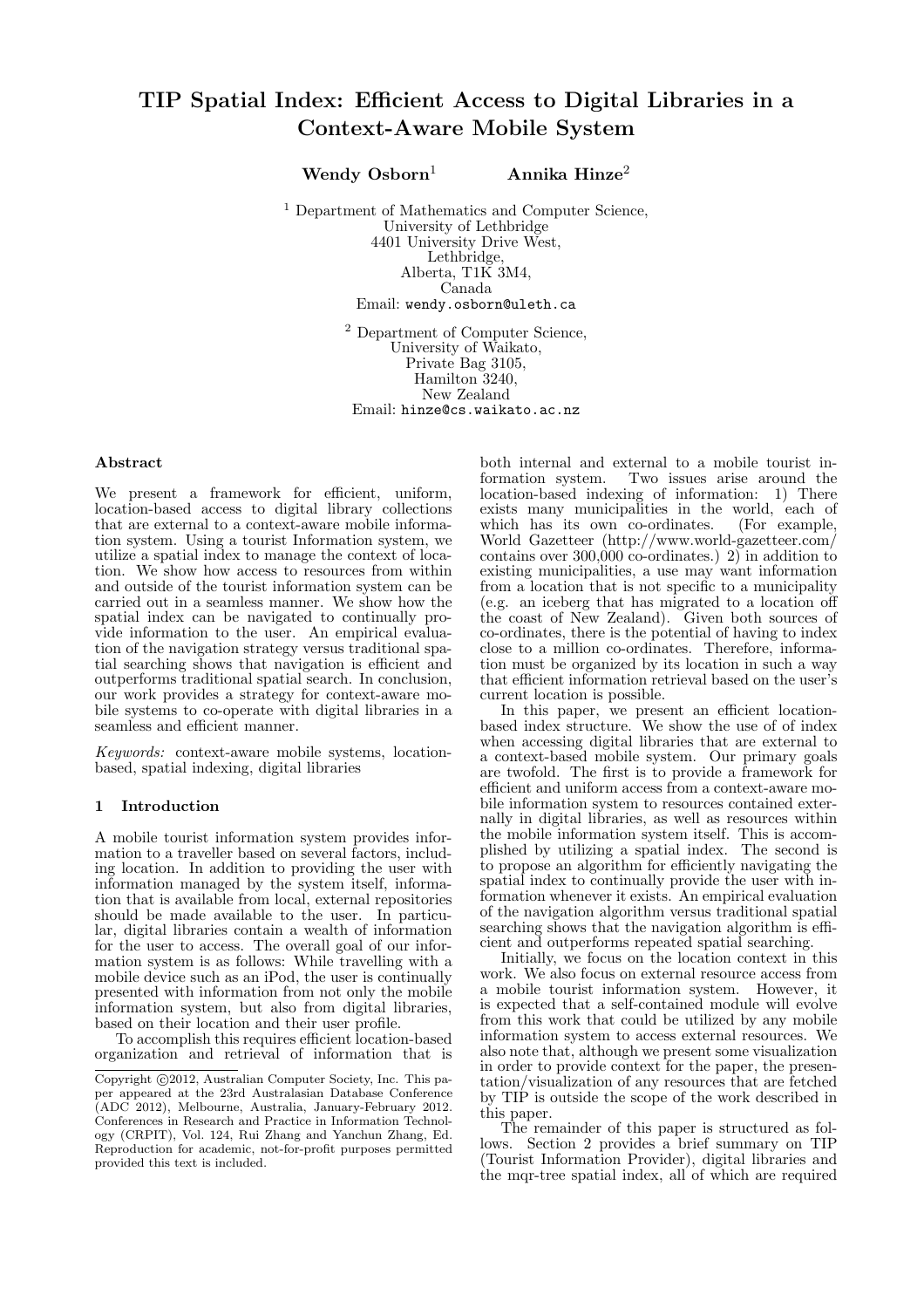# TIP Spatial Index: Efficient Access to Digital Libraries in a Context-Aware Mobile System

**Wendy Osborn**[1] **Annika Hinze**[2]

[1] Department of Mathematics and Computer Science,
University of Lethbridge
4401 University Drive West,
Lethbridge,
Alberta, T1K 3M4,
Canada
Email: wendy.osborn@uleth.ca

[2] Department of Computer Science,
University of Waikato,
Private Bag 3105,
Hamilton 3240,
New Zealand
Email: hinze@cs.waikato.ac.nz

### Abstract

We present a framework for efficient, uniform, location-based access to digital library collections that are external to a context-aware mobile information system. Using a tourist Information system, we utilize a spatial index to manage the context of location. We show how access to resources from within and outside of the tourist information system can be carried out in a seamless manner. We show how the spatial index can be navigated to continually provide information to the user. An empirical evaluation of the navigation strategy versus traditional spatial searching shows that navigation is efficient and outperforms traditional spatial search. In conclusion, our work provides a strategy for context-aware mobile systems to co-operate with digital libraries in a seamless and efficient manner.

*Keywords:* context-aware mobile systems, location-based, spatial indexing, digital libraries

## 1 Introduction

A mobile tourist information system provides information to a traveller based on several factors, including location. In addition to providing the user with information managed by the system itself, information that is available from local, external repositories should be made available to the user. In particular, digital libraries contain a wealth of information for the user to access. The overall goal of our information system is as follows: While travelling with a mobile device such as an iPod, the user is continually presented with information from not only the mobile information system, but also from digital libraries, based on their location and their user profile.

To accomplish this requires efficient location-based organization and retrieval of information that is both internal and external to a mobile tourist information system. Two issues arise around the location-based indexing of information: 1) There exists many municipalities in the world, each of which has its own co-ordinates. (For example, World Gazetteer (http://www.world-gazetteer.com/ contains over 300,000 co-ordinates.) 2) in addition to existing municipalities, a use may want information from a location that is not specific to a municipality (e.g. an iceberg that has migrated to a location off the coast of New Zealand). Given both sources of co-ordinates, there is the potential of having to index close to a million co-ordinates. Therefore, information must be organized by its location in such a way that efficient information retrieval based on the user's current location is possible.

In this paper, we present an efficient location-based index structure. We show the use of of index when accessing digital libraries that are external to a context-based mobile system. Our primary goals are twofold. The first is to provide a framework for efficient and uniform access from a context-aware mobile information system to resources contained externally in digital libraries, as well as resources within the mobile information system itself. This is accomplished by utilizing a spatial index. The second is to propose an algorithm for efficiently navigating the spatial index to continually provide the user with information whenever it exists. An empirical evaluation of the navigation algorithm versus traditional spatial searching shows that the navigation algorithm is efficient and outperforms repeated spatial searching.

Initially, we focus on the location context in this work. We also focus on external resource access from a mobile tourist information system. However, it is expected that a self-contained module will evolve from this work that could be utilized by any mobile information system to access external resources. We also note that, although we present some visualization in order to provide context for the paper, the presentation/visualization of any resources that are fetched by TIP is outside the scope of the work described in this paper.

The remainder of this paper is structured as follows. Section 2 provides a brief summary on TIP (Tourist Information Provider), digital libraries and the mqr-tree spatial index, all of which are required

---

Copyright ©2012, Australian Computer Society, Inc. This paper appeared at the 23rd Australasian Database Conference (ADC 2012), Melbourne, Australia, January-February 2012. Conferences in Research and Practice in Information Technology (CRPIT), Vol. 124, Rui Zhang and Yanchun Zhang, Ed. Reproduction for academic, not-for-profit purposes permitted provided this text is included.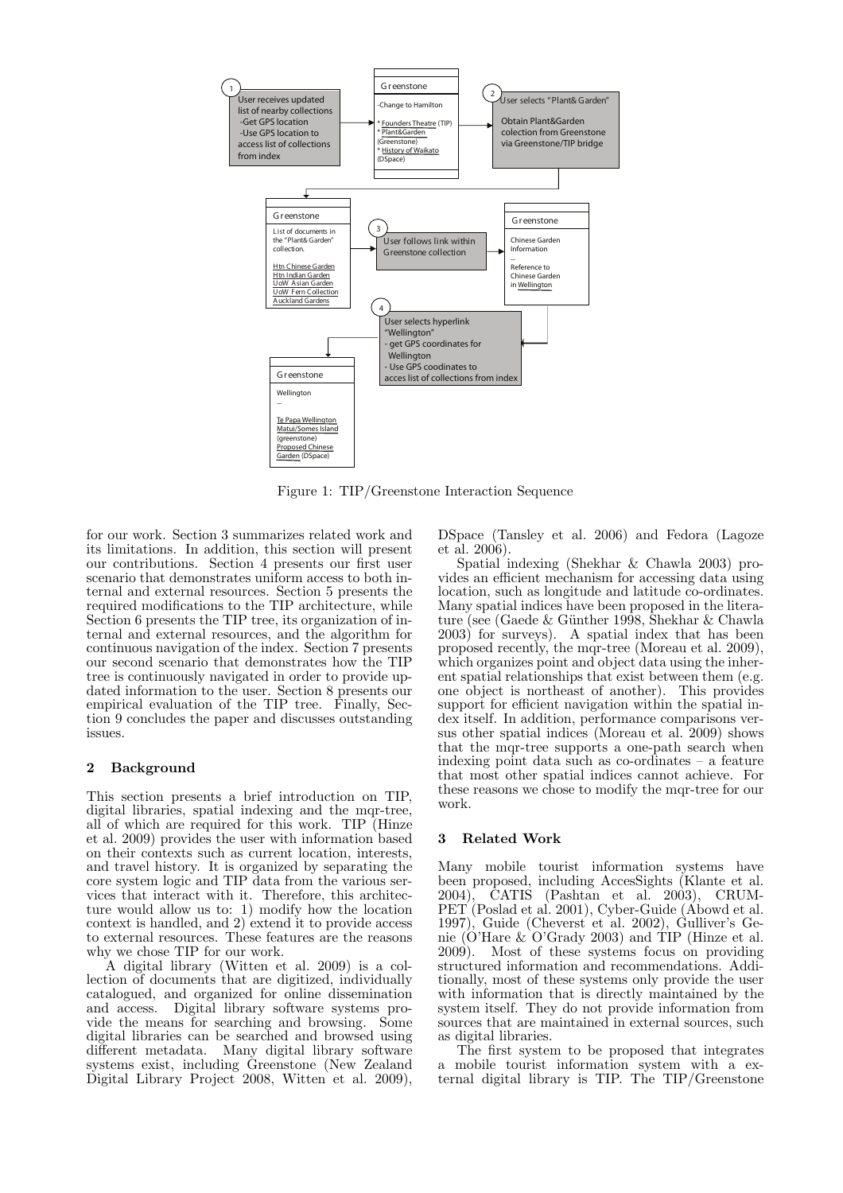Figure 1: TIP/Greenstone Interaction Sequence

for our work. Section 3 summarizes related work and its limitations. In addition, this section will present our contributions. Section 4 presents our first user scenario that demonstrates uniform access to both internal and external resources. Section 5 presents the required modifications to the TIP architecture, while Section 6 presents the TIP tree, its organization of internal and external resources, and the algorithm for continuous navigation of the index. Section 7 presents our second scenario that demonstrates how the TIP tree is continuously navigated in order to provide updated information to the user. Section 8 presents our empirical evaluation of the TIP tree. Finally, Section 9 concludes the paper and discusses outstanding issues.

## 2 Background

This section presents a brief introduction on TIP, digital libraries, spatial indexing and the mqr-tree, all of which are required for this work. TIP (Hinze et al. 2009) provides the user with information based on their contexts such as current location, interests, and travel history. It is organized by separating the core system logic and TIP data from the various services that interact with it. Therefore, this architecture would allow us to: 1) modify how the location context is handled, and 2) extend it to provide access to external resources. These features are the reasons why we chose TIP for our work.

A digital library (Witten et al. 2009) is a collection of documents that are digitized, individually catalogued, and organized for online dissemination and access. Digital library software systems provide the means for searching and browsing. Some digital libraries can be searched and browsed using different metadata. Many digital library software systems exist, including Greenstone (New Zealand Digital Library Project 2008, Witten et al. 2009), DSpace (Tansley et al. 2006) and Fedora (Lagoze et al. 2006).

Spatial indexing (Shekhar & Chawla 2003) provides an efficient mechanism for accessing data using location, such as longitude and latitude co-ordinates. Many spatial indices have been proposed in the literature (see (Gaede & Günther 1998, Shekhar & Chawla 2003) for surveys). A spatial index that has been proposed recently, the mqr-tree (Moreau et al. 2009), which organizes point and object data using the inherent spatial relationships that exist between them (e.g. one object is northeast of another). This provides support for efficient navigation within the spatial index itself. In addition, performance comparisons versus other spatial indices (Moreau et al. 2009) shows that the mqr-tree supports a one-path search when indexing point data such as co-ordinates – a feature that most other spatial indices cannot achieve. For these reasons we chose to modify the mqr-tree for our work.

## 3 Related Work

Many mobile tourist information systems have been proposed, including AccesSights (Klante et al. 2004), CATIS (Pashtan et al. 2003), CRUMPET (Poslad et al. 2001), Cyber-Guide (Abowd et al. 1997), Guide (Cheverst et al. 2002), Gulliver's Genie (O'Hare & O'Grady 2003) and TIP (Hinze et al. 2009). Most of these systems focus on providing structured information and recommendations. Additionally, most of these systems only provide the user with information that is directly maintained by the system itself. They do not provide information from sources that are maintained in external sources, such as digital libraries.

The first system to be proposed that integrates a mobile tourist information system with a external digital library is TIP. The TIP/Greenstone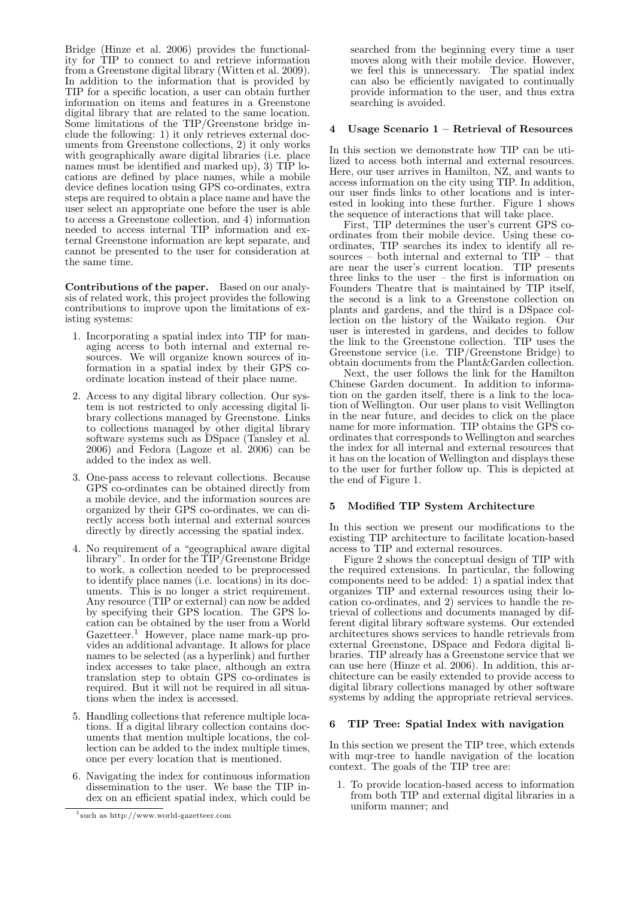Bridge (Hinze et al. 2006) provides the functionality for TIP to connect to and retrieve information from a Greenstone digital library (Witten et al. 2009). In addition to the information that is provided by TIP for a specific location, a user can obtain further information on items and features in a Greenstone digital library that are related to the same location. Some limitations of the TIP/Greenstone bridge include the following: 1) it only retrieves external documents from Greenstone collections, 2) it only works with geographically aware digital libraries (i.e. place names must be identified and marked up), 3) TIP locations are defined by place names, while a mobile device defines location using GPS co-ordinates, extra steps are required to obtain a place name and have the user select an appropriate one before the user is able to access a Greenstone collection, and 4) information needed to access internal TIP information and external Greenstone information are kept separate, and cannot be presented to the user for consideration at the same time.

**Contributions of the paper.** Based on our analysis of related work, this project provides the following contributions to improve upon the limitations of existing systems:

1. Incorporating a spatial index into TIP for managing access to both internal and external resources. We will organize known sources of information in a spatial index by their GPS coordinate location instead of their place name.
2. Access to any digital library collection. Our system is not restricted to only accessing digital library collections managed by Greenstone. Links to collections managed by other digital library software systems such as DSpace (Tansley et al. 2006) and Fedora (Lagoze et al. 2006) can be added to the index as well.
3. One-pass access to relevant collections. Because GPS co-ordinates can be obtained directly from a mobile device, and the information sources are organized by their GPS co-ordinates, we can directly access both internal and external sources directly by directly accessing the spatial index.
4. No requirement of a "geographical aware digital library". In order for the TIP/Greenstone Bridge to work, a collection needed to be preprocessed to identify place names (i.e. locations) in its documents. This is no longer a strict requirement. Any resource (TIP or external) can now be added by specifying their GPS location. The GPS location can be obtained by the user from a World Gazetteer.[1] However, place name mark-up provides an additional advantage. It allows for place names to be selected (as a hyperlink) and further index accesses to take place, although an extra translation step to obtain GPS co-ordinates is required. But it will not be required in all situations when the index is accessed.
5. Handling collections that reference multiple locations. If a digital library collection contains documents that mention multiple locations, the collection can be added to the index multiple times, once per every location that is mentioned.
6. Navigating the index for continuous information dissemination to the user. We base the TIP index on an efficient spatial index, which could be searched from the beginning every time a user moves along with their mobile device. However, we feel this is unnecessary. The spatial index can also be efficiently navigated to continually provide information to the user, and thus extra searching is avoided.

[1] such as http://www.world-gazetteer.com

## 4 Usage Scenario 1 – Retrieval of Resources

In this section we demonstrate how TIP can be utilized to access both internal and external resources. Here, our user arrives in Hamilton, NZ, and wants to access information on the city using TIP. In addition, our user finds links to other locations and is interested in looking into these further. Figure 1 shows the sequence of interactions that will take place.

First, TIP determines the user's current GPS coordinates from their mobile device. Using these coordinates, TIP searches its index to identify all resources – both internal and external to TIP – that are near the user's current location. TIP presents three links to the user – the first is information on Founders Theatre that is maintained by TIP itself, the second is a link to a Greenstone collection on plants and gardens, and the third is a DSpace collection on the history of the Waikato region. Our user is interested in gardens, and decides to follow the link to the Greenstone collection. TIP uses the Greenstone service (i.e. TIP/Greenstone Bridge) to obtain documents from the Plant&Garden collection.

Next, the user follows the link for the Hamilton Chinese Garden document. In addition to information on the garden itself, there is a link to the location of Wellington. Our user plans to visit Wellington in the near future, and decides to click on the place name for more information. TIP obtains the GPS coordinates that corresponds to Wellington and searches the index for all internal and external resources that it has on the location of Wellington and displays these to the user for further follow up. This is depicted at the end of Figure 1.

## 5 Modified TIP System Architecture

In this section we present our modifications to the existing TIP architecture to facilitate location-based access to TIP and external resources.

Figure 2 shows the conceptual design of TIP with the required extensions. In particular, the following components need to be added: 1) a spatial index that organizes TIP and external resources using their location co-ordinates, and 2) services to handle the retrieval of collections and documents managed by different digital library software systems. Our extended architectures shows services to handle retrievals from external Greenstone, DSpace and Fedora digital libraries. TIP already has a Greenstone service that we can use here (Hinze et al. 2006). In addition, this architecture can be easily extended to provide access to digital library collections managed by other software systems by adding the appropriate retrieval services.

## 6 TIP Tree: Spatial Index with navigation

In this section we present the TIP tree, which extends with mqr-tree to handle navigation of the location context. The goals of the TIP tree are:

1. To provide location-based access to information from both TIP and external digital libraries in a uniform manner; and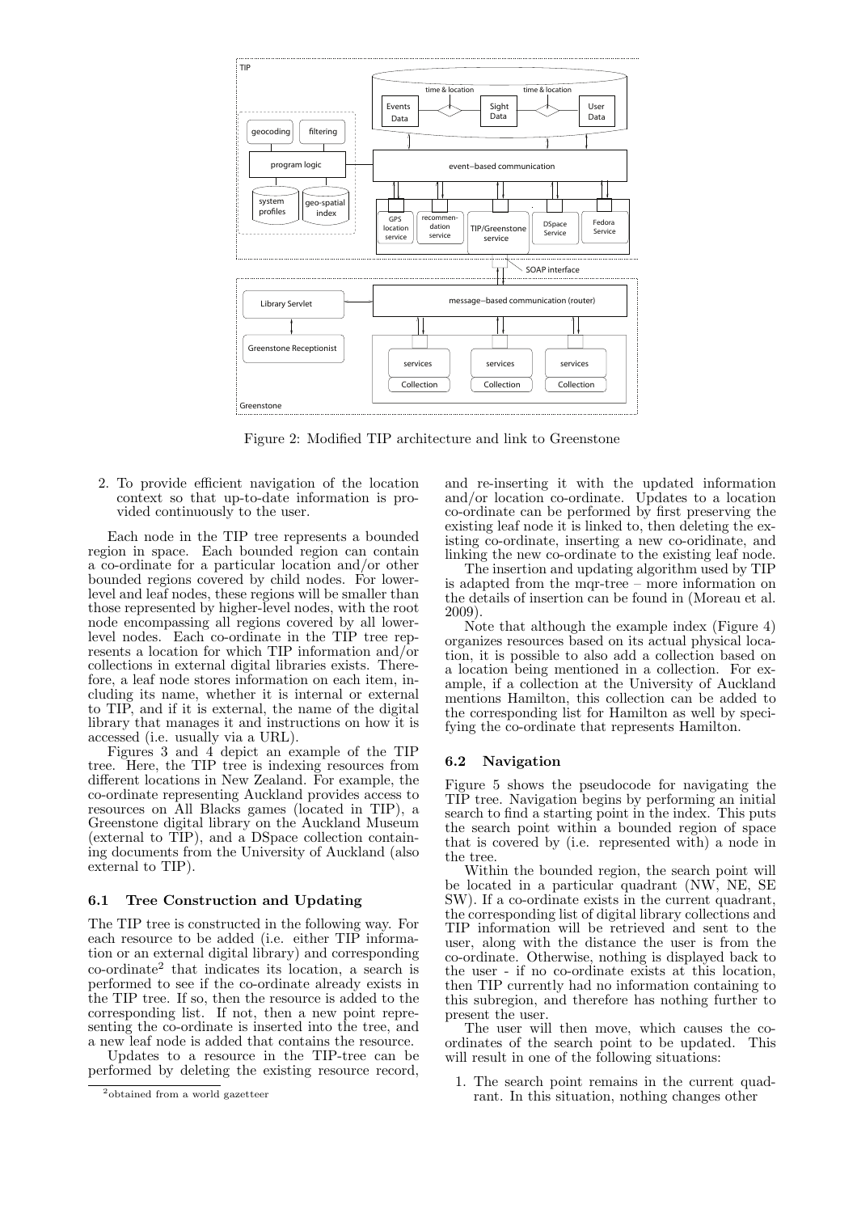Figure 2: Modified TIP architecture and link to Greenstone

2. To provide efficient navigation of the location context so that up-to-date information is provided continuously to the user.

Each node in the TIP tree represents a bounded region in space. Each bounded region can contain a co-ordinate for a particular location and/or other bounded regions covered by child nodes. For lower-level and leaf nodes, these regions will be smaller than those represented by higher-level nodes, with the root node encompassing all regions covered by all lower-level nodes. Each co-ordinate in the TIP tree represents a location for which TIP information and/or collections in external digital libraries exists. Therefore, a leaf node stores information on each item, including its name, whether it is internal or external to TIP, and if it is external, the name of the digital library that manages it and instructions on how it is accessed (i.e. usually via a URL).

Figures 3 and 4 depict an example of the TIP tree. Here, the TIP tree is indexing resources from different locations in New Zealand. For example, the co-ordinate representing Auckland provides access to resources on All Blacks games (located in TIP), a Greenstone digital library on the Auckland Museum (external to TIP), and a DSpace collection containing documents from the University of Auckland (also external to TIP).

### 6.1 Tree Construction and Updating

The TIP tree is constructed in the following way. For each resource to be added (i.e. either TIP information or an external digital library) and corresponding co-ordinate[2] that indicates its location, a search is performed to see if the co-ordinate already exists in the TIP tree. If so, then the resource is added to the corresponding list. If not, then a new point representing the co-ordinate is inserted into the tree, and a new leaf node is added that contains the resource.

Updates to a resource in the TIP-tree can be performed by deleting the existing resource record, and re-inserting it with the updated information and/or location co-ordinate. Updates to a location co-ordinate can be performed by first preserving the existing leaf node it is linked to, then deleting the existing co-ordinate, inserting a new co-oridinate, and linking the new co-ordinate to the existing leaf node.

The insertion and updating algorithm used by TIP is adapted from the mqr-tree – more information on the details of insertion can be found in (Moreau et al. 2009).

Note that although the example index (Figure 4) organizes resources based on its actual physical location, it is possible to also add a collection based on a location being mentioned in a collection. For example, if a collection at the University of Auckland mentions Hamilton, this collection can be added to the corresponding list for Hamilton as well by specifying the co-ordinate that represents Hamilton.

### 6.2 Navigation

Figure 5 shows the pseudocode for navigating the TIP tree. Navigation begins by performing an initial search to find a starting point in the index. This puts the search point within a bounded region of space that is covered by (i.e. represented with) a node in the tree.

Within the bounded region, the search point will be located in a particular quadrant (NW, NE, SE SW). If a co-ordinate exists in the current quadrant, the corresponding list of digital library collections and TIP information will be retrieved and sent to the user, along with the distance the user is from the co-ordinate. Otherwise, nothing is displayed back to the user - if no co-ordinate exists at this location, then TIP currently had no information containing to this subregion, and therefore has nothing further to present the user.

The user will then move, which causes the co-ordinates of the search point to be updated. This will result in one of the following situations:

1. The search point remains in the current quadrant. In this situation, nothing changes other

[2] obtained from a world gazetteer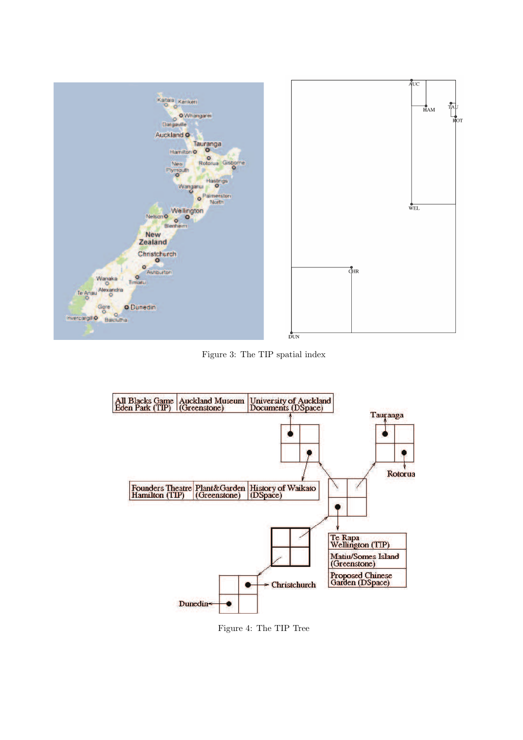Figure 3: The TIP spatial index

Figure 4: The TIP Tree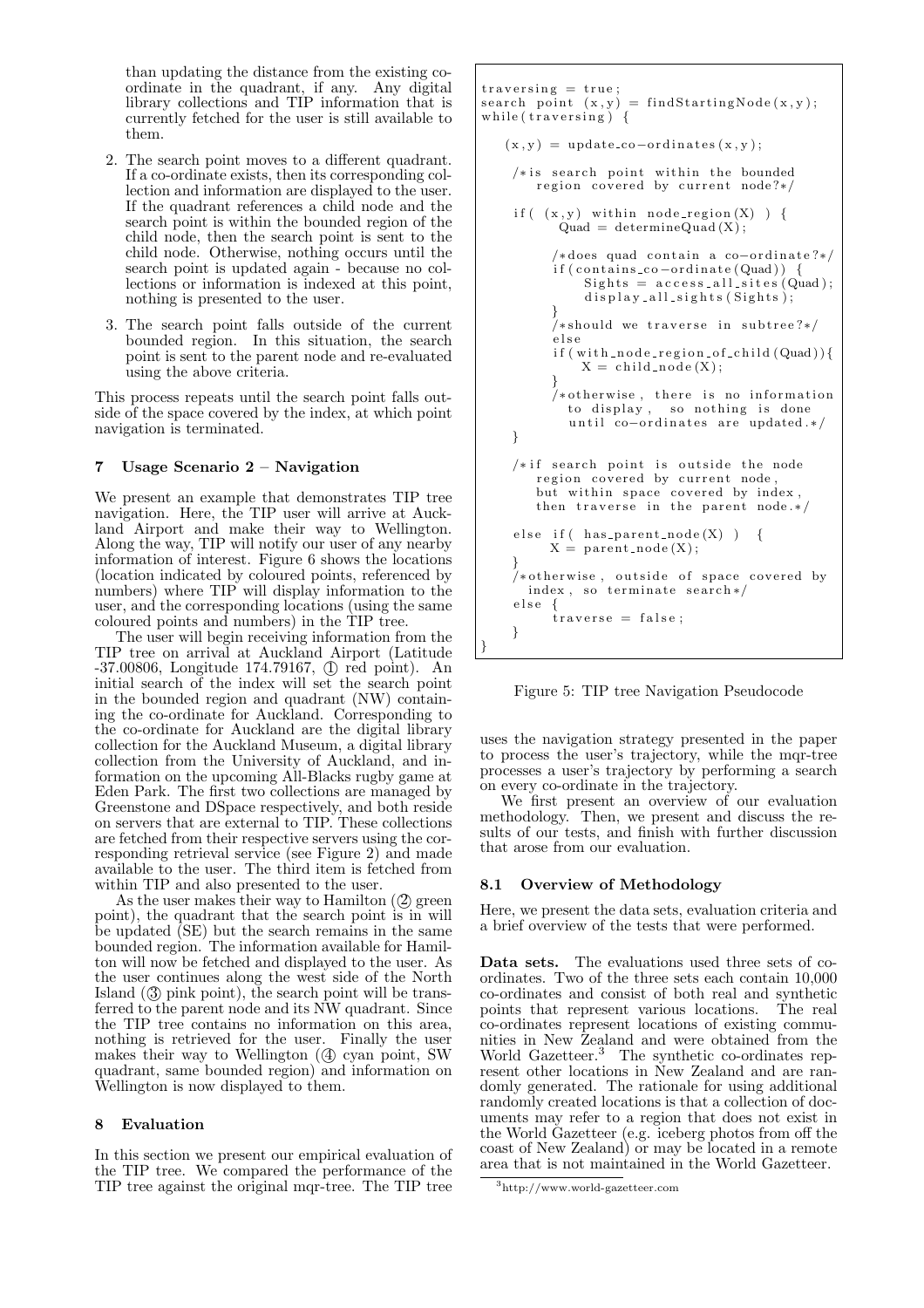than updating the distance from the existing co-ordinate in the quadrant, if any. Any digital library collections and TIP information that is currently fetched for the user is still available to them.

2. The search point moves to a different quadrant. If a co-ordinate exists, then its corresponding collection and information are displayed to the user. If the quadrant references a child node and the search point is within the bounded region of the child node, then the search point is sent to the child node. Otherwise, nothing occurs until the search point is updated again - because no collections or information is indexed at this point, nothing is presented to the user.

3. The search point falls outside of the current bounded region. In this situation, the search point is sent to the parent node and re-evaluated using the above criteria.

This process repeats until the search point falls outside of the space covered by the index, at which point navigation is terminated.

## 7 Usage Scenario 2 – Navigation

We present an example that demonstrates TIP tree navigation. Here, the TIP user will arrive at Auckland Airport and make their way to Wellington. Along the way, TIP will notify our user of any nearby information of interest. Figure 6 shows the locations (location indicated by coloured points, referenced by numbers) where TIP will display information to the user, and the corresponding locations (using the same coloured points and numbers) in the TIP tree.

The user will begin receiving information from the TIP tree on arrival at Auckland Airport (Latitude -37.00806, Longitude 174.79167, ① red point). An initial search of the index will set the search point in the bounded region and quadrant (NW) containing the co-ordinate for Auckland. Corresponding to the co-ordinate for Auckland are the digital library collection for the Auckland Museum, a digital library collection from the University of Auckland, and information on the upcoming All-Blacks rugby game at Eden Park. The first two collections are managed by Greenstone and DSpace respectively, and both reside on servers that are external to TIP. These collections are fetched from their respective servers using the corresponding retrieval service (see Figure 2) and made available to the user. The third item is fetched from within TIP and also presented to the user.

As the user makes their way to Hamilton (② green point), the quadrant that the search point is in will be updated (SE) but the search remains in the same bounded region. The information available for Hamilton will now be fetched and displayed to the user. As the user continues along the west side of the North Island (③ pink point), the search point will be transferred to the parent node and its NW quadrant. Since the TIP tree contains no information on this area, nothing is retrieved for the user. Finally the user makes their way to Wellington (④ cyan point, SW quadrant, same bounded region) and information on Wellington is now displayed to them.

## 8 Evaluation

In this section we present our empirical evaluation of the TIP tree. We compared the performance of the TIP tree against the original mqr-tree. The TIP tree uses the navigation strategy presented in the paper to process the user's trajectory, while the mqr-tree processes a user's trajectory by performing a search on every co-ordinate in the trajectory.

We first present an overview of our evaluation methodology. Then, we present and discuss the results of our tests, and finish with further discussion that arose from our evaluation.

```
traversing = true;
search point (x,y) = findStartingNode(x,y);
while(traversing) {

   (x,y) = update_co-ordinates(x,y);

   /*is search point within the bounded
      region covered by current node?*/

   if( (x,y) within node_region(X) ) {
         Quad = determineQuad(X);

         /*does quad contain a co-ordinate?*/
         if(contains_co-ordinate(Quad)) {
             Sights = access_all_sites(Quad);
             display_all_sights(Sights);
         }
         /*should we traverse in subtree?*/
         else
         if(with_node_region_of_child(Quad)){
             X = child_node(X);
         }
         /*otherwise, there is no information
           to display,  so nothing is done
           until co-ordinates are updated.*/
   }

   /*if search point is outside the node
      region covered by current node,
      but within space covered by index,
      then traverse in the parent node.*/

   else if( has_parent_node(X) )  {
         X = parent_node(X);
   }
   /*otherwise, outside of space covered by
     index, so terminate search*/
   else {
         traverse = false;
   }
}
```

Figure 5: TIP tree Navigation Pseudocode

### 8.1 Overview of Methodology

Here, we present the data sets, evaluation criteria and a brief overview of the tests that were performed.

**Data sets.** The evaluations used three sets of co-ordinates. Two of the three sets each contain 10,000 co-ordinates and consist of both real and synthetic points that represent various locations. The real co-ordinates represent locations of existing communities in New Zealand and were obtained from the World Gazetteer.[3] The synthetic co-ordinates represent other locations in New Zealand and are randomly generated. The rationale for using additional randomly created locations is that a collection of documents may refer to a region that does not exist in the World Gazetteer (e.g. iceberg photos from off the coast of New Zealand) or may be located in a remote area that is not maintained in the World Gazetteer.

[3] http://www.world-gazetteer.com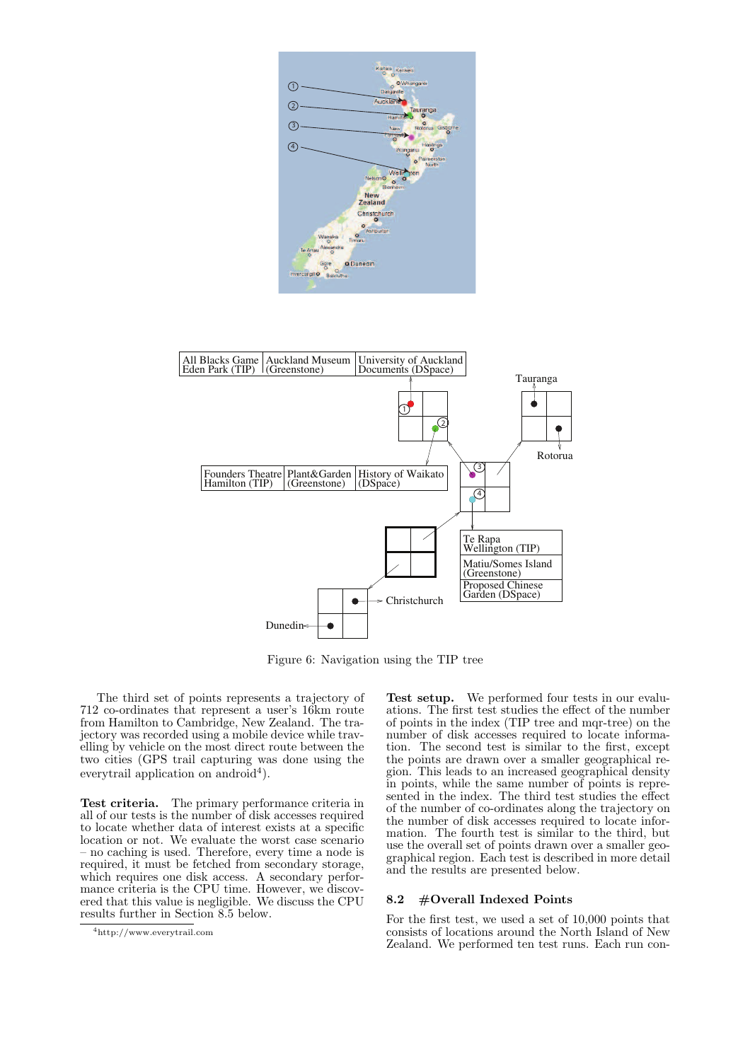Figure 6: Navigation using the TIP tree

The third set of points represents a trajectory of 712 co-ordinates that represent a user's 16km route from Hamilton to Cambridge, New Zealand. The trajectory was recorded using a mobile device while travelling by vehicle on the most direct route between the two cities (GPS trail capturing was done using the everytrail application on android[4]).

**Test criteria.** The primary performance criteria in all of our tests is the number of disk accesses required to locate whether data of interest exists at a specific location or not. We evaluate the worst case scenario – no caching is used. Therefore, every time a node is required, it must be fetched from secondary storage, which requires one disk access. A secondary performance criteria is the CPU time. However, we discovered that this value is negligible. We discuss the CPU results further in Section 8.5 below.

[4]http://www.everytrail.com

**Test setup.** We performed four tests in our evaluations. The first test studies the effect of the number of points in the index (TIP tree and mqr-tree) on the number of disk accesses required to locate information. The second test is similar to the first, except the points are drawn over a smaller geographical region. This leads to an increased geographical density in points, while the same number of points is represented in the index. The third test studies the effect of the number of co-ordinates along the trajectory on the number of disk accesses required to locate information. The fourth test is similar to the third, but use the overall set of points drawn over a smaller geographical region. Each test is described in more detail and the results are presented below.

### 8.2 #Overall Indexed Points

For the first test, we used a set of 10,000 points that consists of locations around the North Island of New Zealand. We performed ten test runs. Each run con-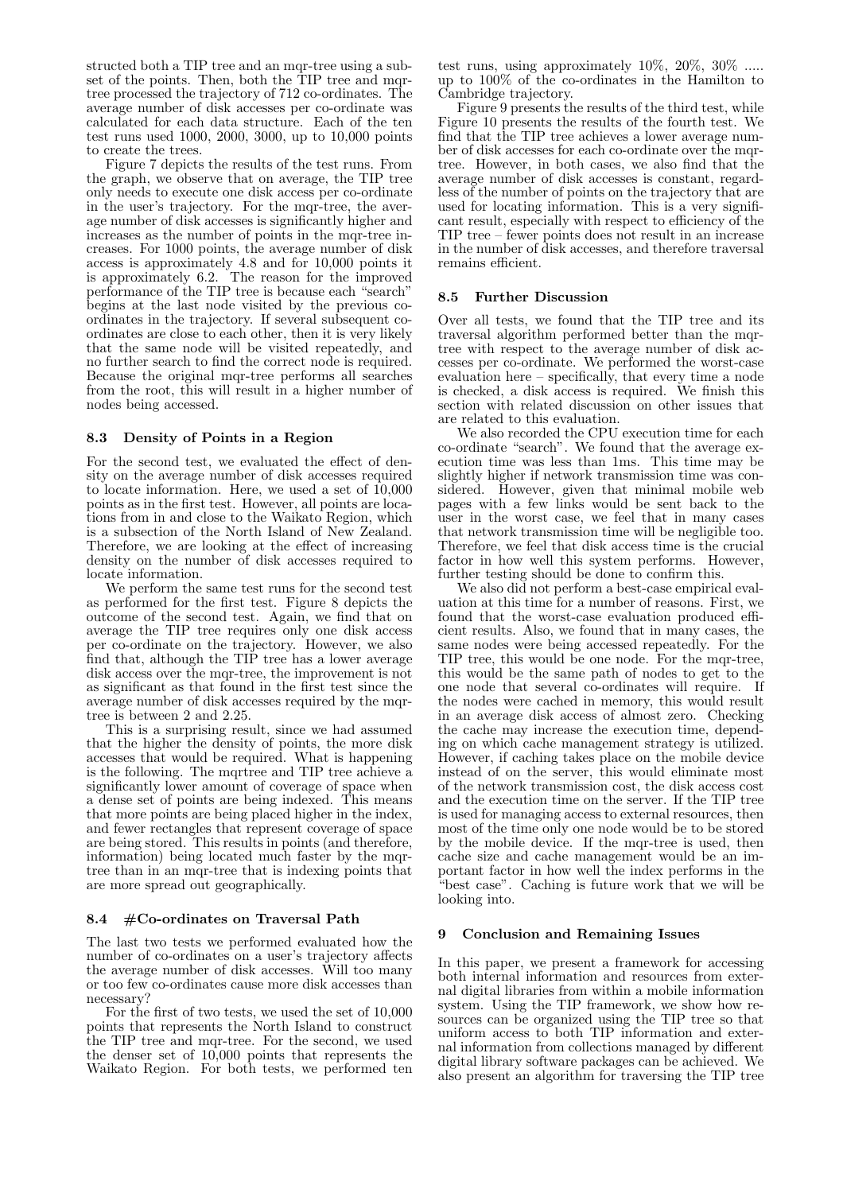structed both a TIP tree and an mqr-tree using a subset of the points. Then, both the TIP tree and mqr-tree processed the trajectory of 712 co-ordinates. The average number of disk accesses per co-ordinate was calculated for each data structure. Each of the ten test runs used 1000, 2000, 3000, up to 10,000 points to create the trees.

Figure 7 depicts the results of the test runs. From the graph, we observe that on average, the TIP tree only needs to execute one disk access per co-ordinate in the user's trajectory. For the mqr-tree, the average number of disk accesses is significantly higher and increases as the number of points in the mqr-tree increases. For 1000 points, the average number of disk access is approximately 4.8 and for 10,000 points it is approximately 6.2. The reason for the improved performance of the TIP tree is because each "search" begins at the last node visited by the previous co-ordinates in the trajectory. If several subsequent co-ordinates are close to each other, then it is very likely that the same node will be visited repeatedly, and no further search to find the correct node is required. Because the original mqr-tree performs all searches from the root, this will result in a higher number of nodes being accessed.

### 8.3 Density of Points in a Region

For the second test, we evaluated the effect of density on the average number of disk accesses required to locate information. Here, we used a set of 10,000 points as in the first test. However, all points are locations from in and close to the Waikato Region, which is a subsection of the North Island of New Zealand. Therefore, we are looking at the effect of increasing density on the number of disk accesses required to locate information.

We perform the same test runs for the second test as performed for the first test. Figure 8 depicts the outcome of the second test. Again, we find that on average the TIP tree requires only one disk access per co-ordinate on the trajectory. However, we also find that, although the TIP tree has a lower average disk access over the mqr-tree, the improvement is not as significant as that found in the first test since the average number of disk accesses required by the mqr-tree is between 2 and 2.25.

This is a surprising result, since we had assumed that the higher the density of points, the more disk accesses that would be required. What is happening is the following. The mqrtree and TIP tree achieve a significantly lower amount of coverage of space when a dense set of points are being indexed. This means that more points are being placed higher in the index, and fewer rectangles that represent coverage of space are being stored. This results in points (and therefore, information) being located much faster by the mqr-tree than in an mqr-tree that is indexing points that are more spread out geographically.

### 8.4 #Co-ordinates on Traversal Path

The last two tests we performed evaluated how the number of co-ordinates on a user's trajectory affects the average number of disk accesses. Will too many or too few co-ordinates cause more disk accesses than necessary?

For the first of two tests, we used the set of 10,000 points that represents the North Island to construct the TIP tree and mqr-tree. For the second, we used the denser set of 10,000 points that represents the Waikato Region. For both tests, we performed ten test runs, using approximately 10%, 20%, 30% ..... up to 100% of the co-ordinates in the Hamilton to Cambridge trajectory.

Figure 9 presents the results of the third test, while Figure 10 presents the results of the fourth test. We find that the TIP tree achieves a lower average number of disk accesses for each co-ordinate over the mqr-tree. However, in both cases, we also find that the average number of disk accesses is constant, regardless of the number of points on the trajectory that are used for locating information. This is a very significant result, especially with respect to efficiency of the TIP tree – fewer points does not result in an increase in the number of disk accesses, and therefore traversal remains efficient.

### 8.5 Further Discussion

Over all tests, we found that the TIP tree and its traversal algorithm performed better than the mqr-tree with respect to the average number of disk accesses per co-ordinate. We performed the worst-case evaluation here – specifically, that every time a node is checked, a disk access is required. We finish this section with related discussion on other issues that are related to this evaluation.

We also recorded the CPU execution time for each co-ordinate "search". We found that the average execution time was less than 1ms. This time may be slightly higher if network transmission time was considered. However, given that minimal mobile web pages with a few links would be sent back to the user in the worst case, we feel that in many cases that network transmission time will be negligible too. Therefore, we feel that disk access time is the crucial factor in how well this system performs. However, further testing should be done to confirm this.

We also did not perform a best-case empirical evaluation at this time for a number of reasons. First, we found that the worst-case evaluation produced efficient results. Also, we found that in many cases, the same nodes were being accessed repeatedly. For the TIP tree, this would be one node. For the mqr-tree, this would be the same path of nodes to get to the one node that several co-ordinates will require. If the nodes were cached in memory, this would result in an average disk access of almost zero. Checking the cache may increase the execution time, depending on which cache management strategy is utilized. However, if caching takes place on the mobile device instead of on the server, this would eliminate most of the network transmission cost, the disk access cost and the execution time on the server. If the TIP tree is used for managing access to external resources, then most of the time only one node would be to be stored by the mobile device. If the mqr-tree is used, then cache size and cache management would be an important factor in how well the index performs in the "best case". Caching is future work that we will be looking into.

## 9 Conclusion and Remaining Issues

In this paper, we present a framework for accessing both internal information and resources from external digital libraries from within a mobile information system. Using the TIP framework, we show how resources can be organized using the TIP tree so that uniform access to both TIP information and external information from collections managed by different digital library software packages can be achieved. We also present an algorithm for traversing the TIP tree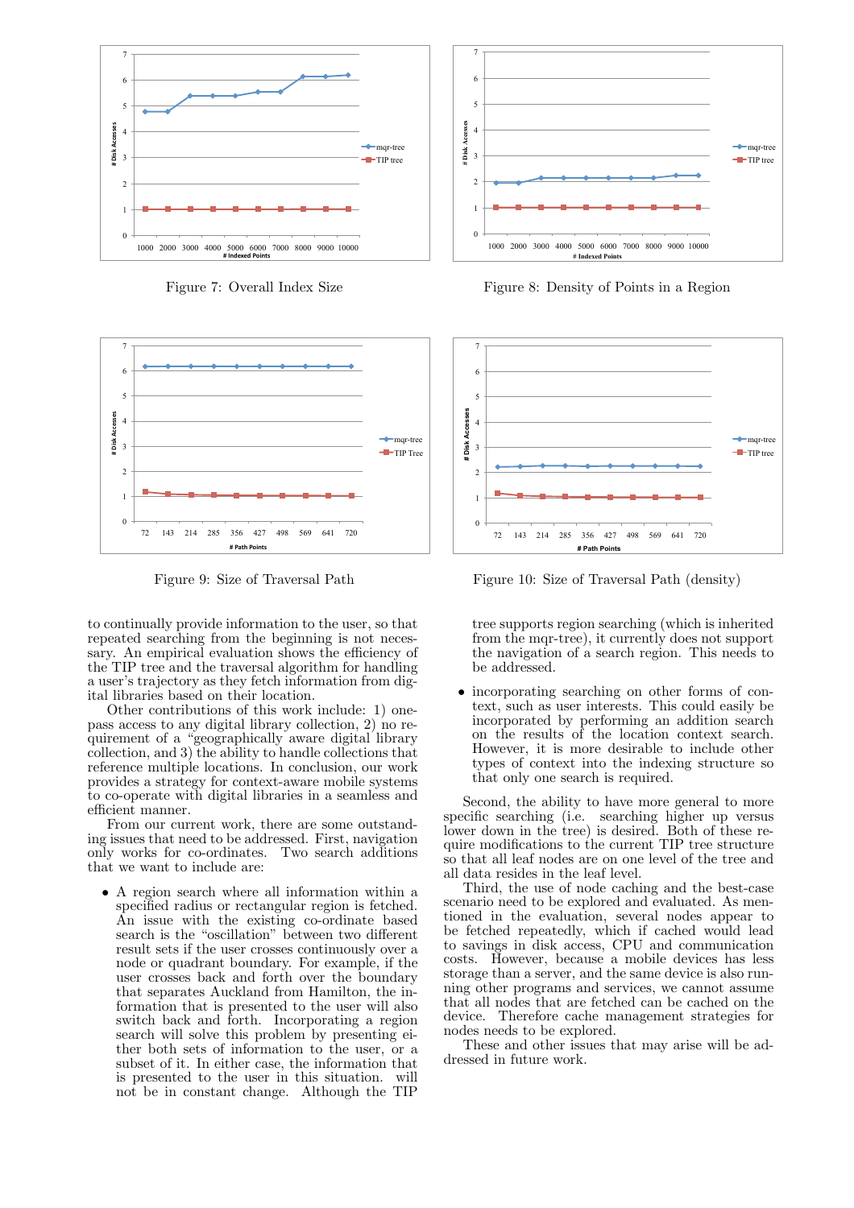Figure 7: Overall Index Size

Figure 8: Density of Points in a Region

Figure 9: Size of Traversal Path

Figure 10: Size of Traversal Path (density)

to continually provide information to the user, so that repeated searching from the beginning is not necessary. An empirical evaluation shows the efficiency of the TIP tree and the traversal algorithm for handling a user's trajectory as they fetch information from digital libraries based on their location.

Other contributions of this work include: 1) one-pass access to any digital library collection, 2) no requirement of a "geographically aware digital library collection, and 3) the ability to handle collections that reference multiple locations. In conclusion, our work provides a strategy for context-aware mobile systems to co-operate with digital libraries in a seamless and efficient manner.

From our current work, there are some outstanding issues that need to be addressed. First, navigation only works for co-ordinates. Two search additions that we want to include are:

- A region search where all information within a specified radius or rectangular region is fetched. An issue with the existing co-ordinate based search is the "oscillation" between two different result sets if the user crosses continuously over a node or quadrant boundary. For example, if the user crosses back and forth over the boundary that separates Auckland from Hamilton, the information that is presented to the user will also switch back and forth. Incorporating a region search will solve this problem by presenting either both sets of information to the user, or a subset of it. In either case, the information that is presented to the user in this situation. will not be in constant change. Although the TIP tree supports region searching (which is inherited from the mqr-tree), it currently does not support the navigation of a search region. This needs to be addressed.
- incorporating searching on other forms of context, such as user interests. This could easily be incorporated by performing an addition search on the results of the location context search. However, it is more desirable to include other types of context into the indexing structure so that only one search is required.

Second, the ability to have more general to more specific searching (i.e. searching higher up versus lower down in the tree) is desired. Both of these require modifications to the current TIP tree structure so that all leaf nodes are on one level of the tree and all data resides in the leaf level.

Third, the use of node caching and the best-case scenario need to be explored and evaluated. As mentioned in the evaluation, several nodes appear to be fetched repeatedly, which if cached would lead to savings in disk access, CPU and communication costs. However, because a mobile devices has less storage than a server, and the same device is also running other programs and services, we cannot assume that all nodes that are fetched can be cached on the device. Therefore cache management strategies for nodes needs to be explored.

These and other issues that may arise will be addressed in future work.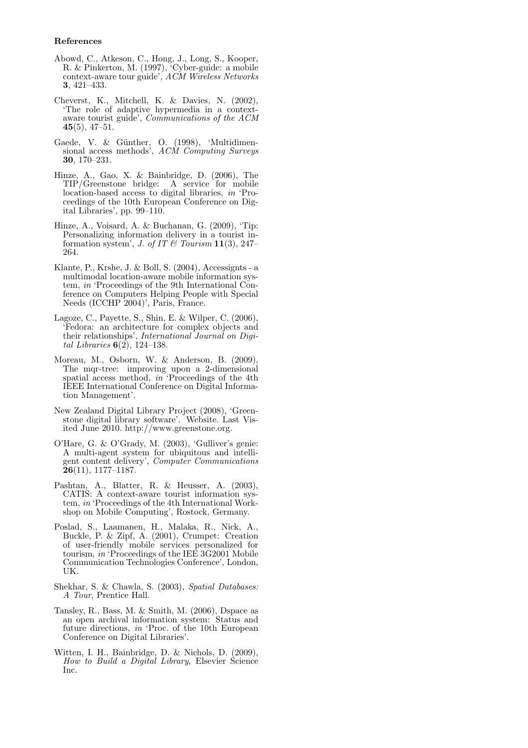## References

Abowd, C., Atkeson, C., Hong, J., Long, S., Kooper, R. & Pinkerton, M. (1997), 'Cyber-guide: a mobile context-aware tour guide', *ACM Wireless Networks* **3**, 421–433.

Cheverst, K., Mitchell, K. & Davies, N. (2002), 'The role of adaptive hypermedia in a context-aware tourist guide', *Communications of the ACM* **45**(5), 47–51.

Gaede, V. & Günther, O. (1998), 'Multidimensional access methods', *ACM Computing Surveys* **30**, 170–231.

Hinze, A., Gao, X. & Bainbridge, D. (2006), The TIP/Greenstone bridge: A service for mobile location-based access to digital libraries, *in* 'Proceedings of the 10th European Conference on Digital Libraries', pp. 99–110.

Hinze, A., Voisard, A. & Buchanan, G. (2009), 'Tip: Personalizing information delivery in a tourist information system', *J. of IT & Tourism* **11**(3), 247–264.

Klante, P., Krshe, J. & Boll, S. (2004), Accessignts - a multimodal location-aware mobile information system, *in* 'Proceedings of the 9th International Conference on Computers Helping People with Special Needs (ICCHP 2004)', Paris, France.

Lagoze, C., Payette, S., Shin, E. & Wilper, C. (2006), 'Fedora: an architecture for complex objects and their relationships', *International Journal on Digital Libraries* **6**(2), 124–138.

Moreau, M., Osborn, W. & Anderson, B. (2009), The mqr-tree: improving upon a 2-dimensional spatial access method, *in* 'Proceedings of the 4th IEEE International Conference on Digital Information Management'.

New Zealand Digital Library Project (2008), 'Greenstone digital library software'. Website. Last Visited June 2010. http://www.greenstone.org.

O'Hare, G. & O'Grady, M. (2003), 'Gulliver's genie: A multi-agent system for ubiquitous and intelligent content delivery', *Computer Communications* **26**(11), 1177–1187.

Pashtan, A., Blatter, R. & Heusser, A. (2003), CATIS: A context-aware tourist information system, *in* 'Proceedings of the 4th International Workshop on Mobile Computing', Rostock, Germany.

Poslad, S., Laamanen, H., Malaka, R., Nick, A., Buckle, P. & Zipf, A. (2001), Crumpet: Creation of user-friendly mobile services personalized for tourism, *in* 'Proceedings of the IEE 3G2001 Mobile Communication Technologies Conference', London, UK.

Shekhar, S. & Chawla, S. (2003), *Spatial Databases: A Tour*, Prentice Hall.

Tansley, R., Bass, M. & Smith, M. (2006), Dspace as an open archival information system: Status and future directions, *in* 'Proc. of the 10th European Conference on Digital Libraries'.

Witten, I. H., Bainbridge, D. & Nichols, D. (2009), *How to Build a Digital Library*, Elsevier Science Inc.